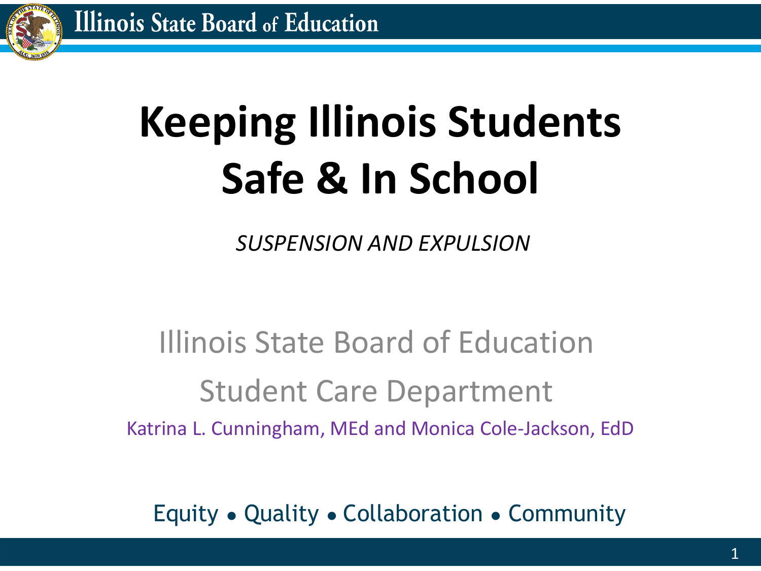# Keeping Illinois Students Safe & In School

*SUSPENSION AND EXPULSION*

Illinois State Board of Education

Student Care Department

Katrina L. Cunningham, MEd and Monica Cole-Jackson, EdD

Equity • Quality • Collaboration • Community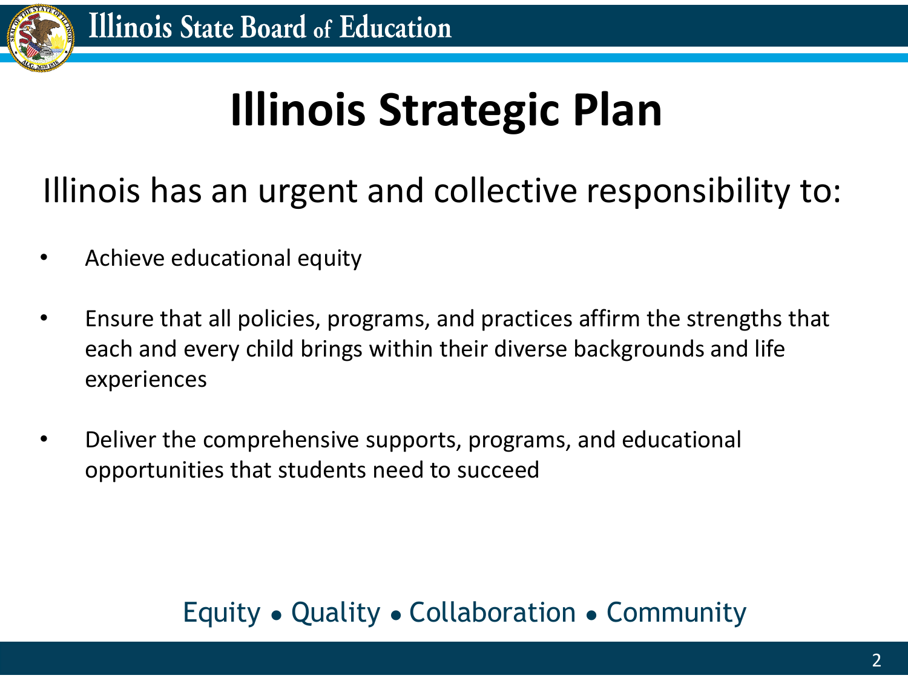# Illinois Strategic Plan

Illinois has an urgent and collective responsibility to:

- Achieve educational equity
- Ensure that all policies, programs, and practices affirm the strengths that each and every child brings within their diverse backgrounds and life experiences
- Deliver the comprehensive supports, programs, and educational opportunities that students need to succeed

Equity • Quality • Collaboration • Community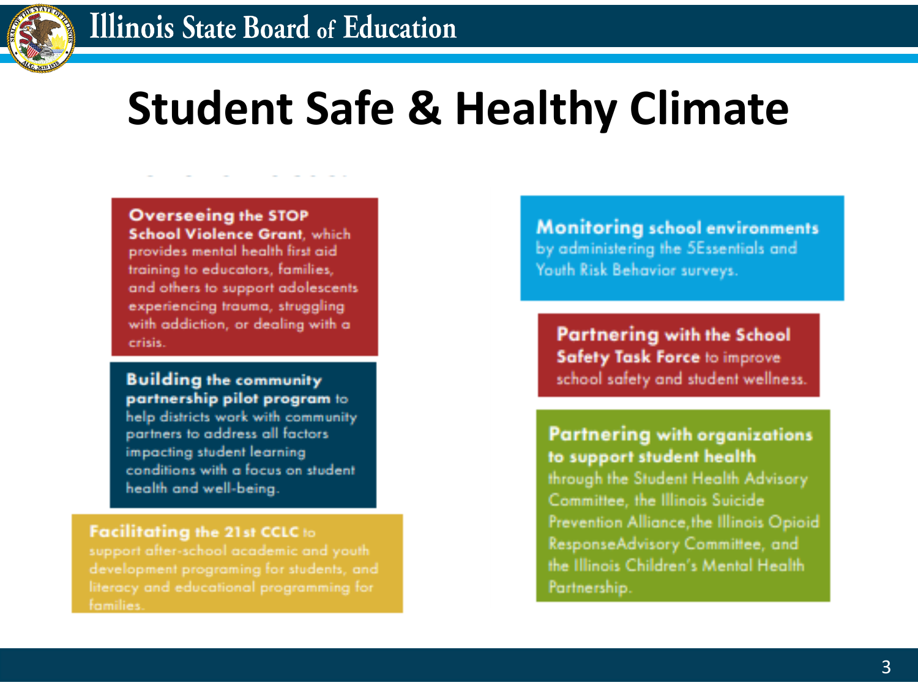# Student Safe & Healthy Climate

**Overseeing the STOP School Violence Grant**, which provides mental health first aid training to educators, families, and others to support adolescents experiencing trauma, struggling with addiction, or dealing with a crisis.

**Building the community partnership pilot program** to help districts work with community partners to address all factors impacting student learning conditions with a focus on student health and well-being.

**Facilitating the 21st CCLC** to support after-school academic and youth development programing for students, and literacy and educational programming for families.

**Monitoring school environments** by administering the 5Essentials and Youth Risk Behavior surveys.

**Partnering with the School Safety Task Force** to improve school safety and student wellness.

**Partnering with organizations to support student health** through the Student Health Advisory Committee, the Illinois Suicide Prevention Alliance, the Illinois Opioid ResponseAdvisory Committee, and the Illinois Children's Mental Health Partnership.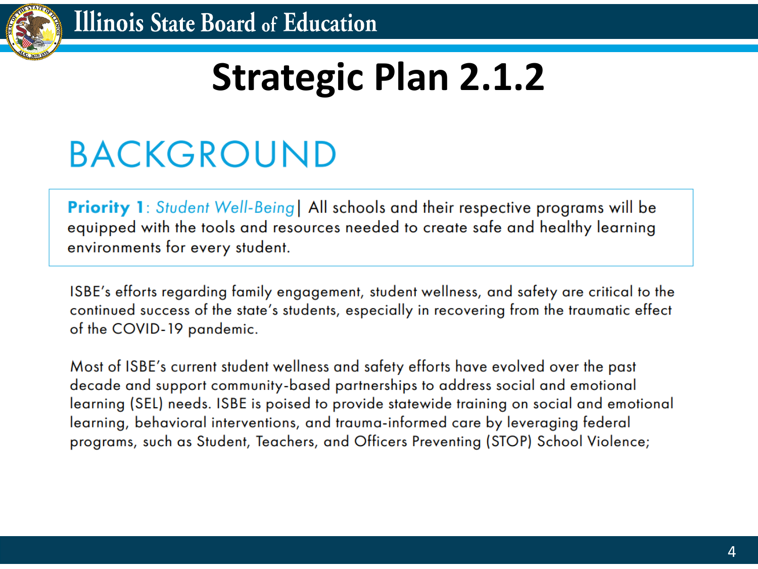# Strategic Plan 2.1.2

## BACKGROUND

**Priority 1**: *Student Well-Being*| All schools and their respective programs will be equipped with the tools and resources needed to create safe and healthy learning environments for every student.

ISBE's efforts regarding family engagement, student wellness, and safety are critical to the continued success of the state's students, especially in recovering from the traumatic effect of the COVID-19 pandemic.

Most of ISBE's current student wellness and safety efforts have evolved over the past decade and support community-based partnerships to address social and emotional learning (SEL) needs. ISBE is poised to provide statewide training on social and emotional learning, behavioral interventions, and trauma-informed care by leveraging federal programs, such as Student, Teachers, and Officers Preventing (STOP) School Violence;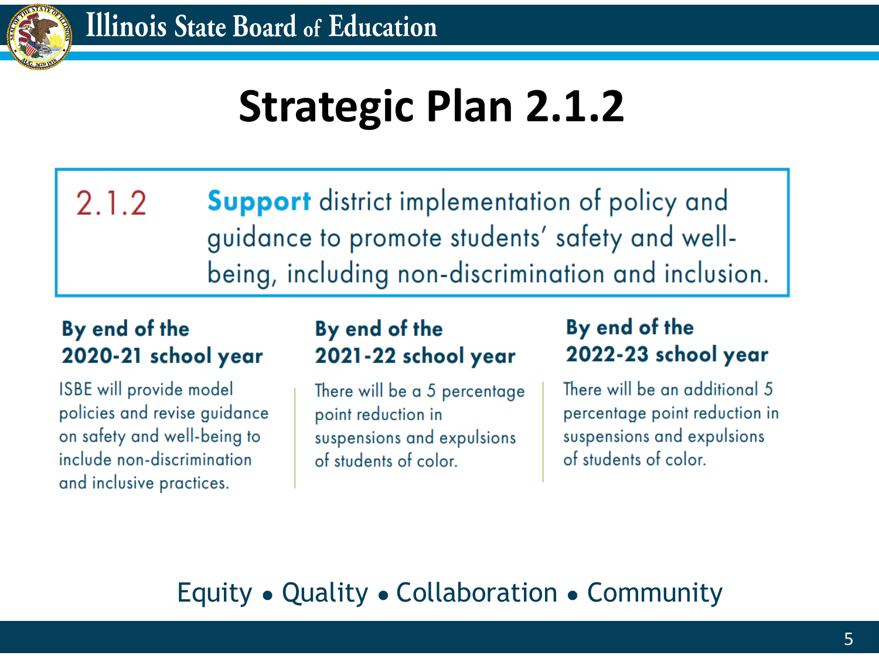# Strategic Plan 2.1.2

2.1.2 **Support** district implementation of policy and guidance to promote students' safety and well-being, including non-discrimination and inclusion.

**By end of the 2020-21 school year**

ISBE will provide model policies and revise guidance on safety and well-being to include non-discrimination and inclusive practices.

**By end of the 2021-22 school year**

There will be a 5 percentage point reduction in suspensions and expulsions of students of color.

**By end of the 2022-23 school year**

There will be an additional 5 percentage point reduction in suspensions and expulsions of students of color.

Equity • Quality • Collaboration • Community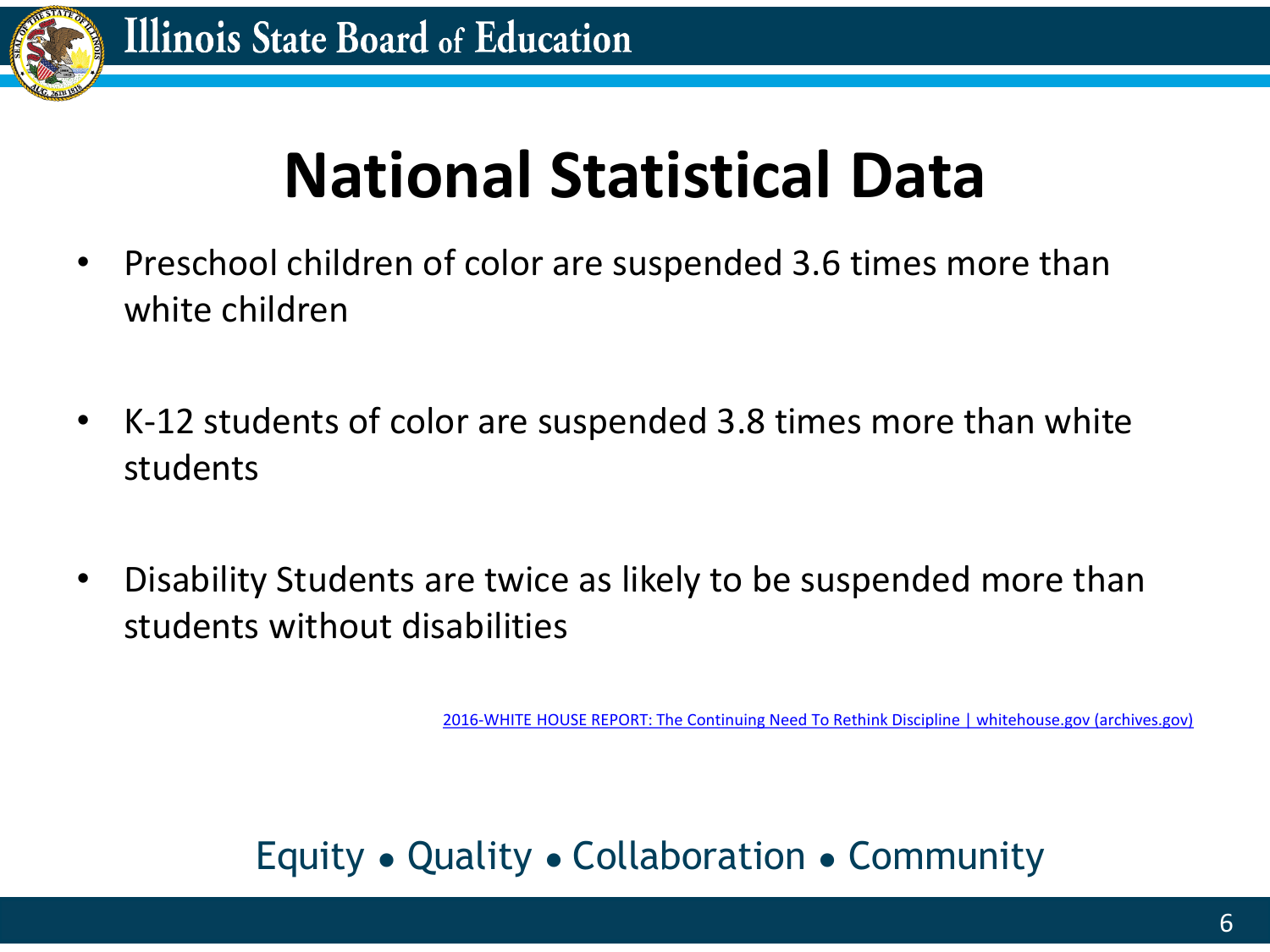# National Statistical Data

- Preschool children of color are suspended 3.6 times more than white children

- K-12 students of color are suspended 3.8 times more than white students

- Disability Students are twice as likely to be suspended more than students without disabilities

2016-WHITE HOUSE REPORT: The Continuing Need To Rethink Discipline | whitehouse.gov (archives.gov)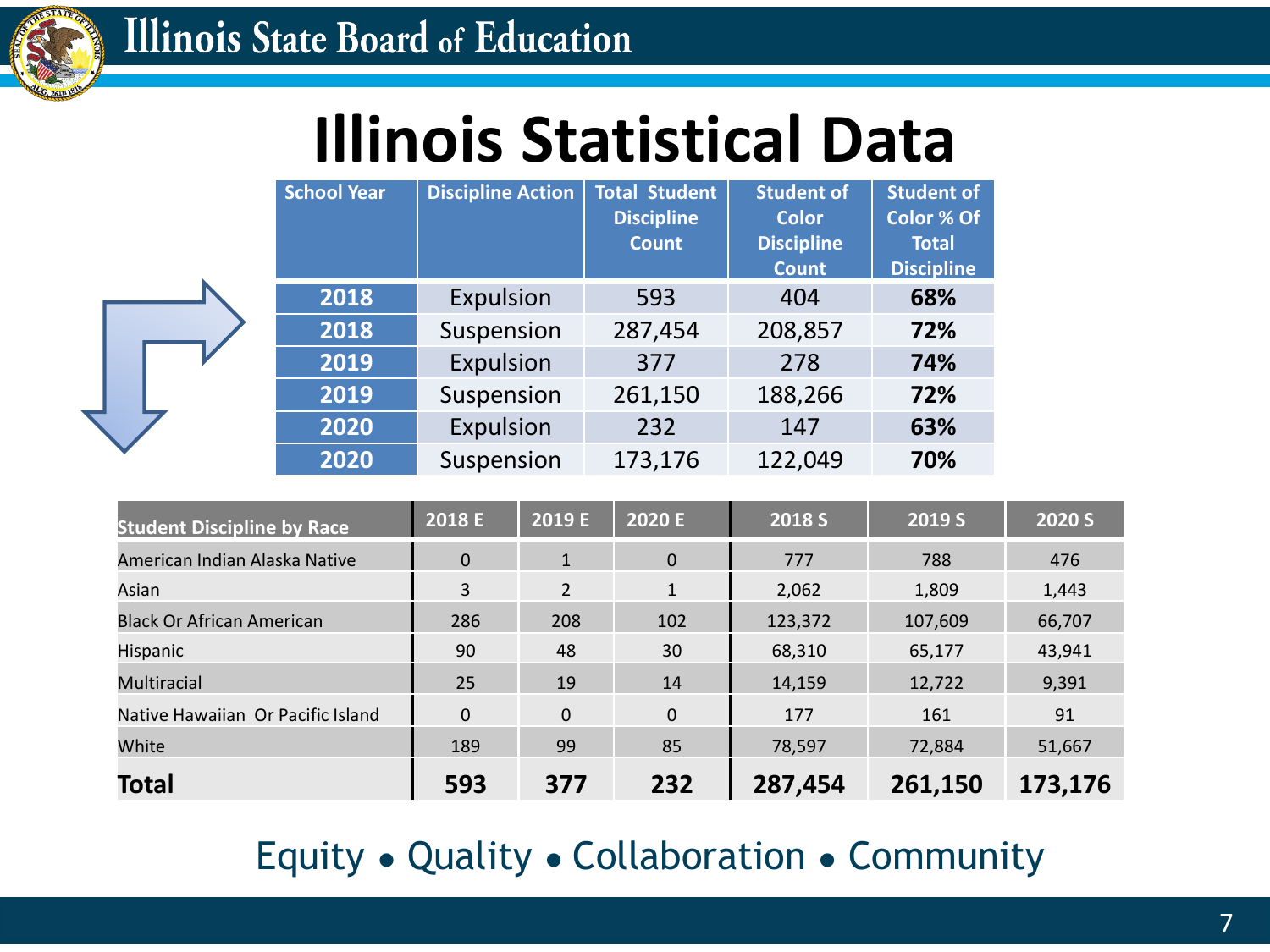# Illinois Statistical Data

| School Year | Discipline Action | Total Student Discipline Count | Student of Color Discipline Count | Student of Color % Of Total Discipline |
|---|---|---|---|---|
| **2018** | Expulsion | 593 | 404 | **68%** |
| **2018** | Suspension | 287,454 | 208,857 | **72%** |
| **2019** | Expulsion | 377 | 278 | **74%** |
| **2019** | Suspension | 261,150 | 188,266 | **72%** |
| **2020** | Expulsion | 232 | 147 | **63%** |
| **2020** | Suspension | 173,176 | 122,049 | **70%** |

| Student Discipline by Race | 2018 E | 2019 E | 2020 E | 2018 S | 2019 S | 2020 S |
|---|---|---|---|---|---|---|
| American Indian Alaska Native | 0 | 1 | 0 | 777 | 788 | 476 |
| Asian | 3 | 2 | 1 | 2,062 | 1,809 | 1,443 |
| Black Or African American | 286 | 208 | 102 | 123,372 | 107,609 | 66,707 |
| Hispanic | 90 | 48 | 30 | 68,310 | 65,177 | 43,941 |
| Multiracial | 25 | 19 | 14 | 14,159 | 12,722 | 9,391 |
| Native Hawaiian Or Pacific Island | 0 | 0 | 0 | 177 | 161 | 91 |
| White | 189 | 99 | 85 | 78,597 | 72,884 | 51,667 |
| **Total** | **593** | **377** | **232** | **287,454** | **261,150** | **173,176** |

Equity • Quality • Collaboration • Community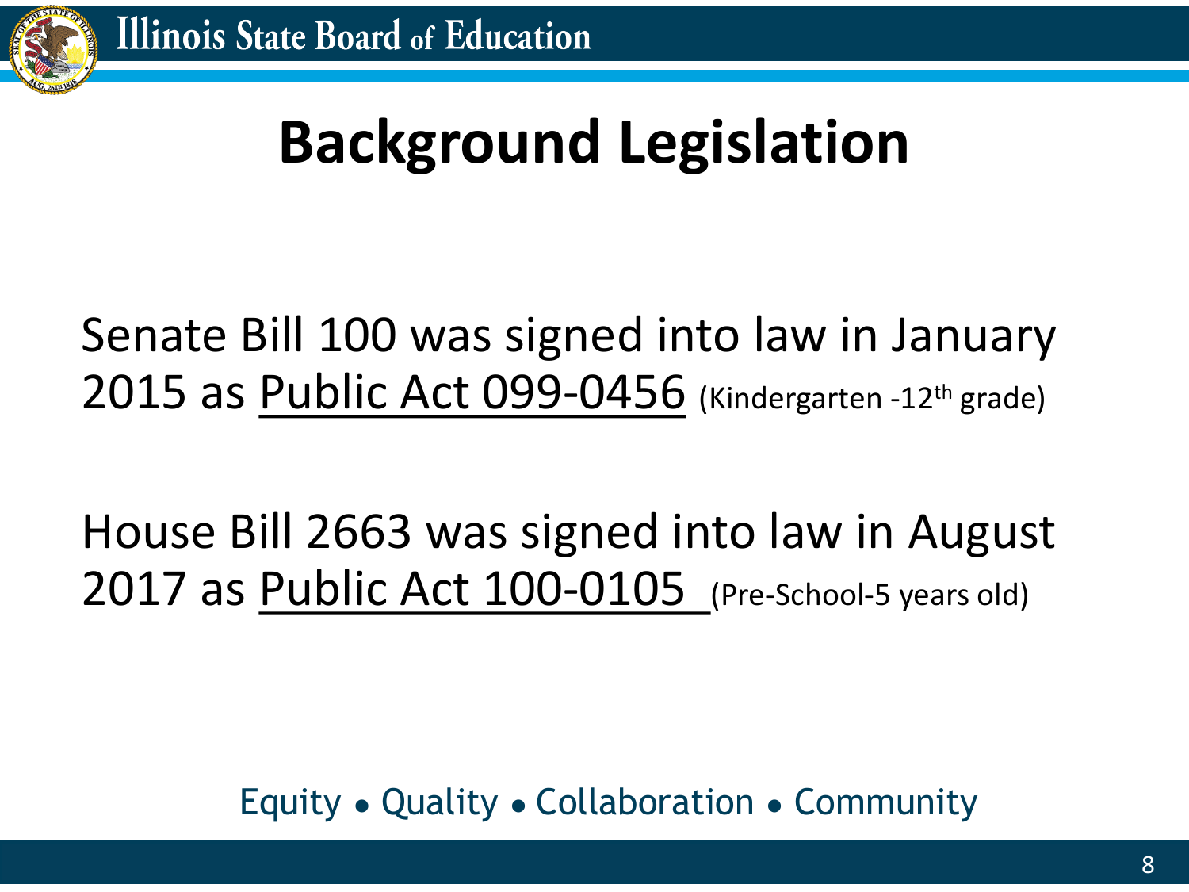# Background Legislation

Senate Bill 100 was signed into law in January 2015 as Public Act 099-0456 (Kindergarten -12th grade)

House Bill 2663 was signed into law in August 2017 as Public Act 100-0105 (Pre-School-5 years old)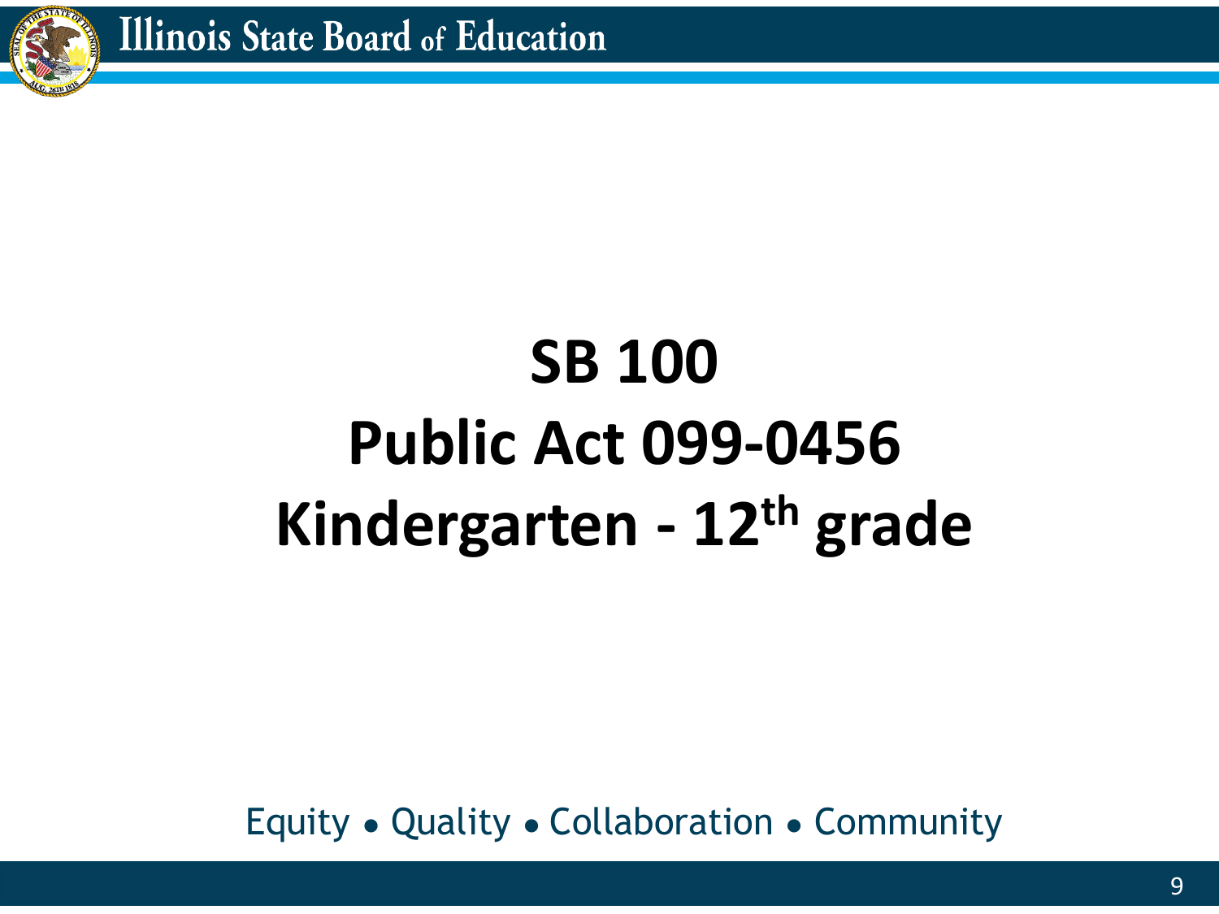# SB 100
# Public Act 099-0456
# Kindergarten - $12^{th}$ grade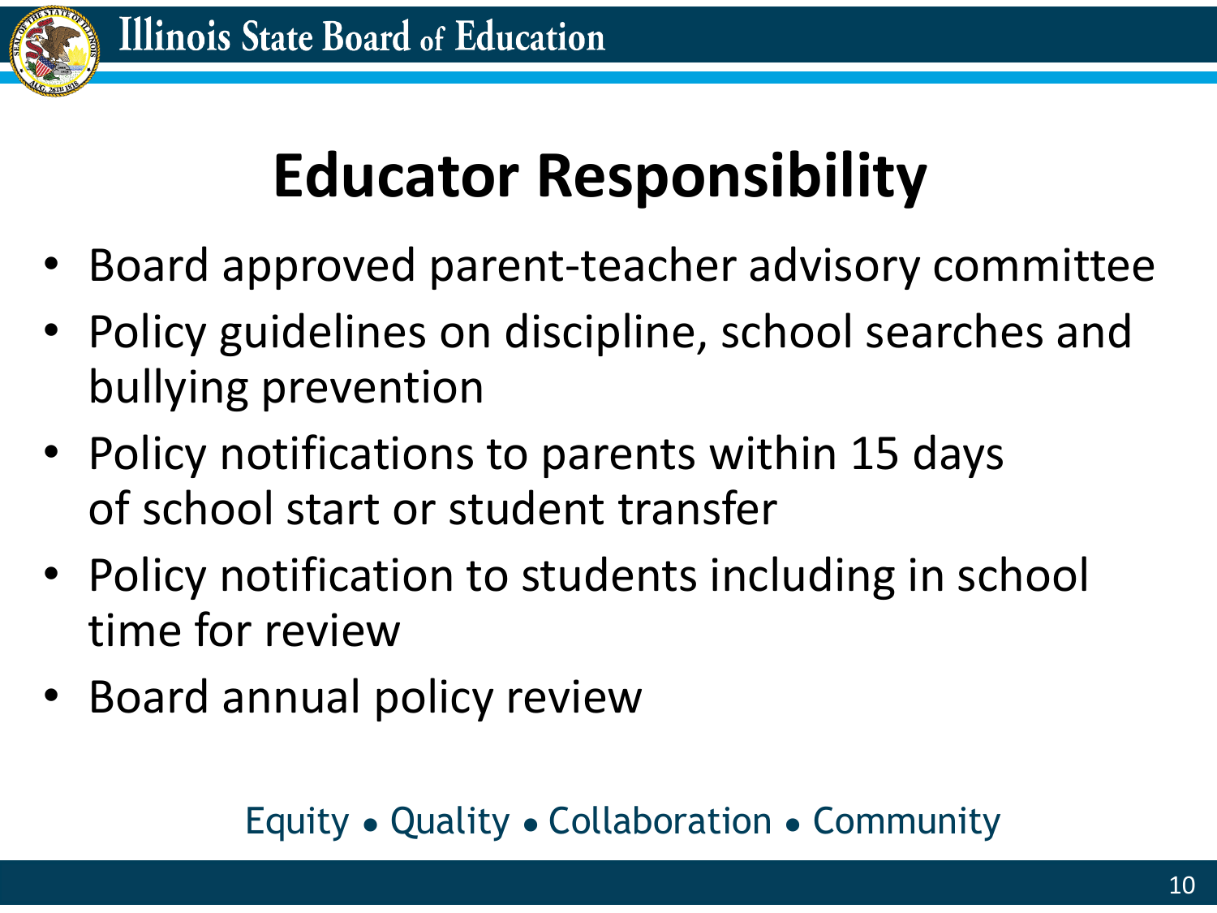# Educator Responsibility

- Board approved parent-teacher advisory committee
- Policy guidelines on discipline, school searches and bullying prevention
- Policy notifications to parents within 15 days of school start or student transfer
- Policy notification to students including in school time for review
- Board annual policy review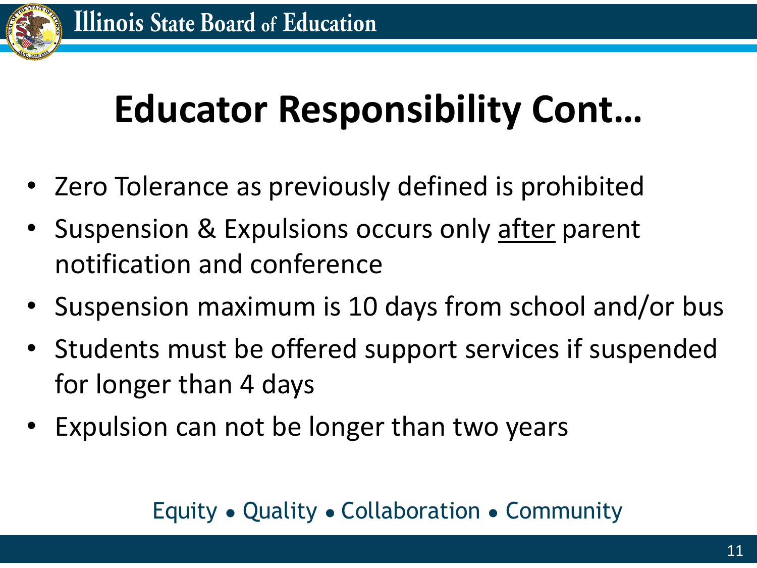# Educator Responsibility Cont…

- Zero Tolerance as previously defined is prohibited
- Suspension & Expulsions occurs only <u>after</u> parent notification and conference
- Suspension maximum is 10 days from school and/or bus
- Students must be offered support services if suspended for longer than 4 days
- Expulsion can not be longer than two years

Equity • Quality • Collaboration • Community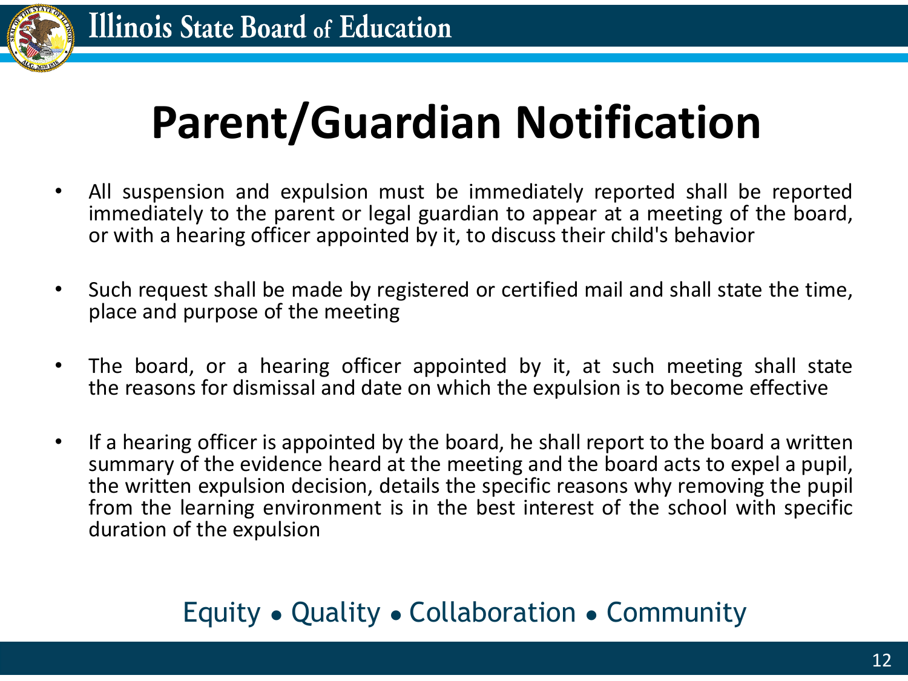# Parent/Guardian Notification

- All suspension and expulsion must be immediately reported shall be reported immediately to the parent or legal guardian to appear at a meeting of the board, or with a hearing officer appointed by it, to discuss their child's behavior
- Such request shall be made by registered or certified mail and shall state the time, place and purpose of the meeting
- The board, or a hearing officer appointed by it, at such meeting shall state the reasons for dismissal and date on which the expulsion is to become effective
- If a hearing officer is appointed by the board, he shall report to the board a written summary of the evidence heard at the meeting and the board acts to expel a pupil, the written expulsion decision, details the specific reasons why removing the pupil from the learning environment is in the best interest of the school with specific duration of the expulsion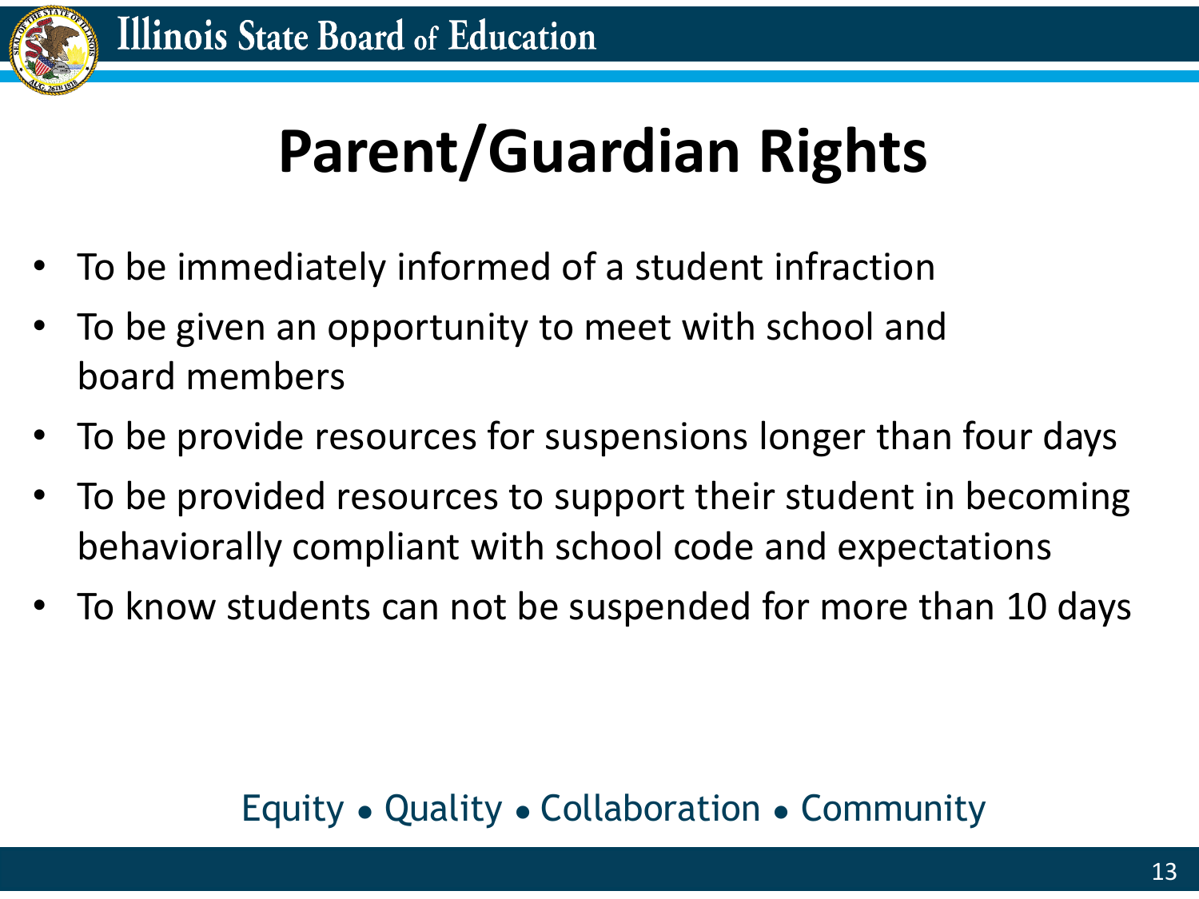# Parent/Guardian Rights

- To be immediately informed of a student infraction
- To be given an opportunity to meet with school and board members
- To be provide resources for suspensions longer than four days
- To be provided resources to support their student in becoming behaviorally compliant with school code and expectations
- To know students can not be suspended for more than 10 days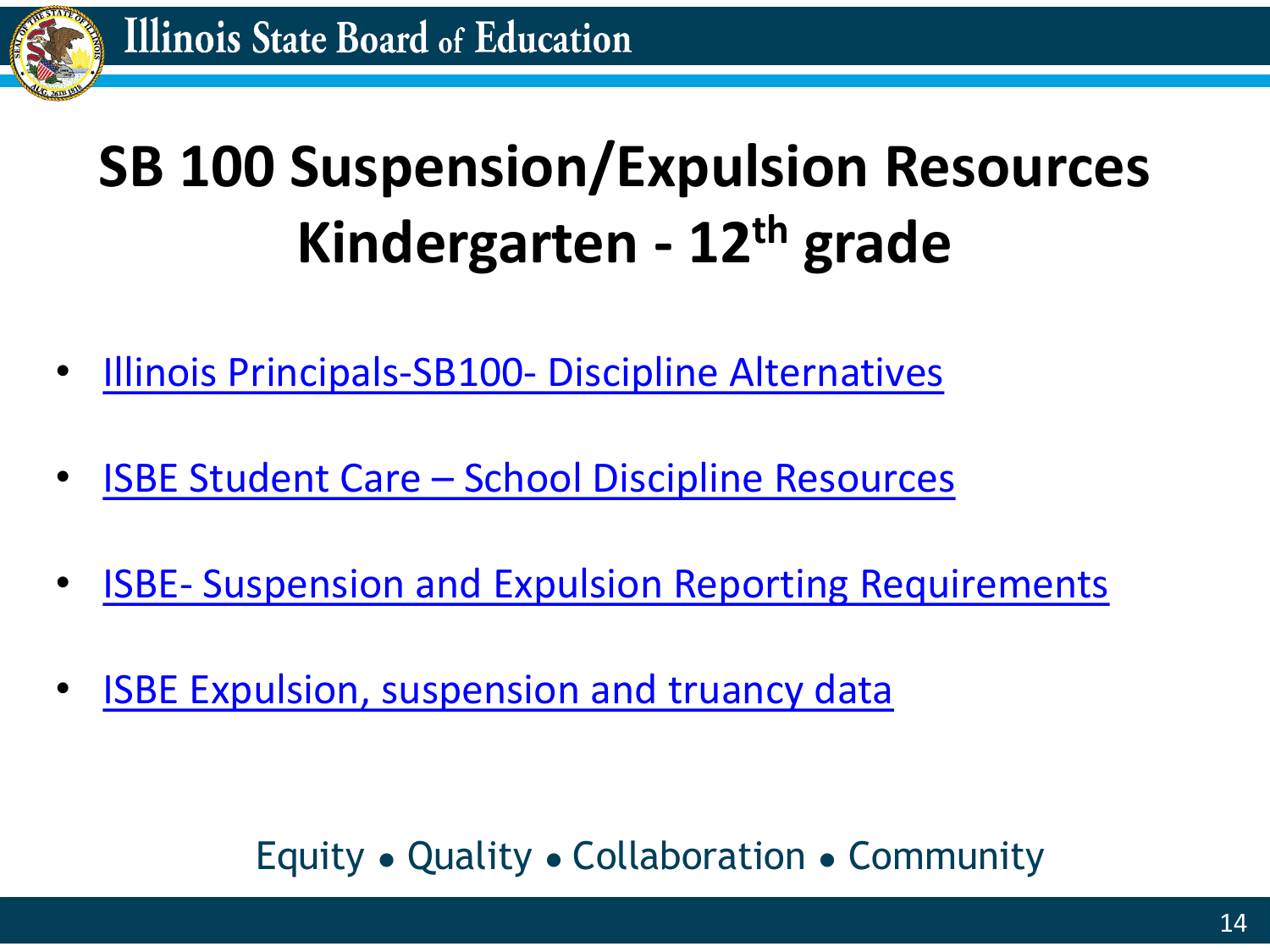# SB 100 Suspension/Expulsion Resources Kindergarten - 12th grade

- Illinois Principals-SB100- Discipline Alternatives
- ISBE Student Care – School Discipline Resources
- ISBE- Suspension and Expulsion Reporting Requirements
- ISBE Expulsion, suspension and truancy data

Equity • Quality • Collaboration • Community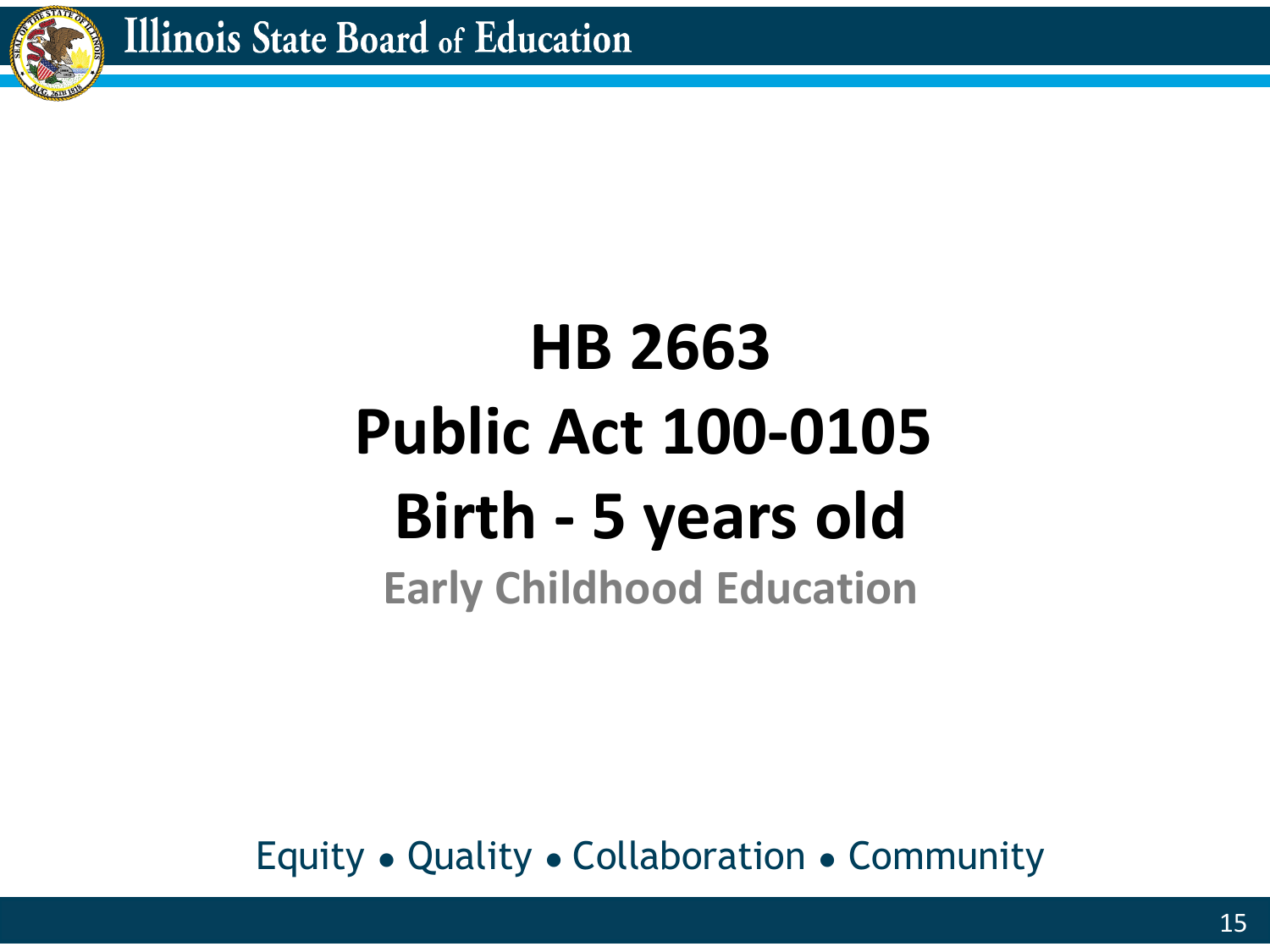# HB 2663
# Public Act 100-0105
# Birth - 5 years old

## Early Childhood Education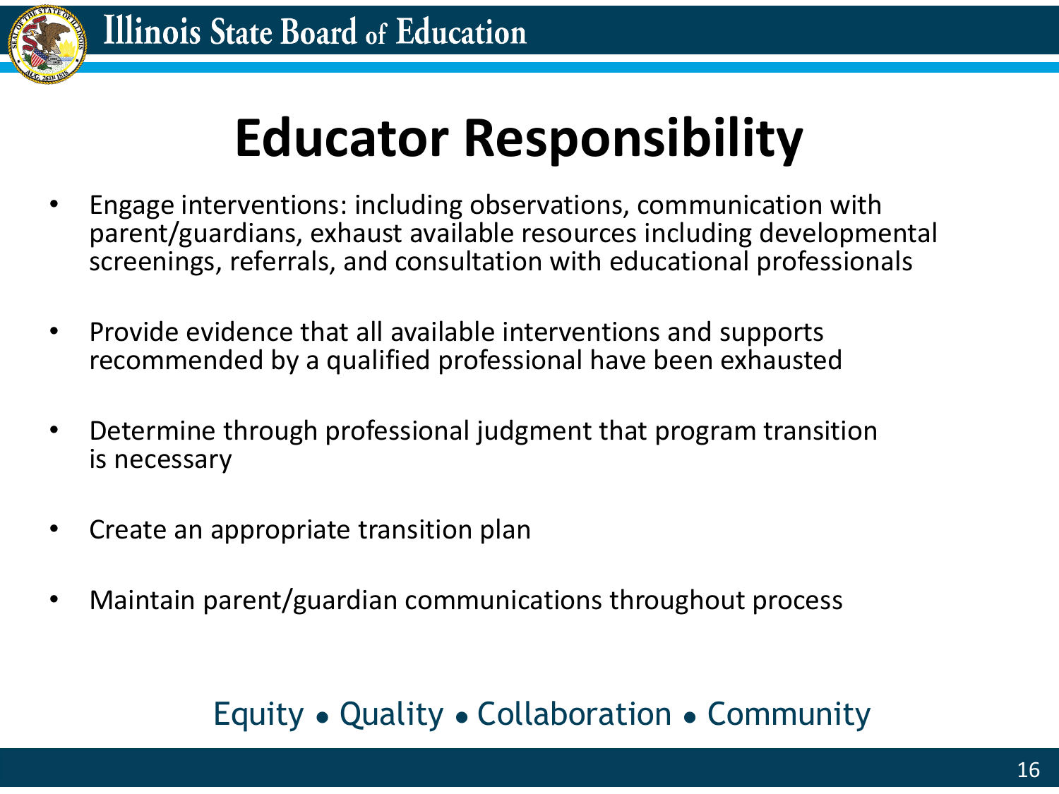# Educator Responsibility

- Engage interventions: including observations, communication with parent/guardians, exhaust available resources including developmental screenings, referrals, and consultation with educational professionals
- Provide evidence that all available interventions and supports recommended by a qualified professional have been exhausted
- Determine through professional judgment that program transition is necessary
- Create an appropriate transition plan
- Maintain parent/guardian communications throughout process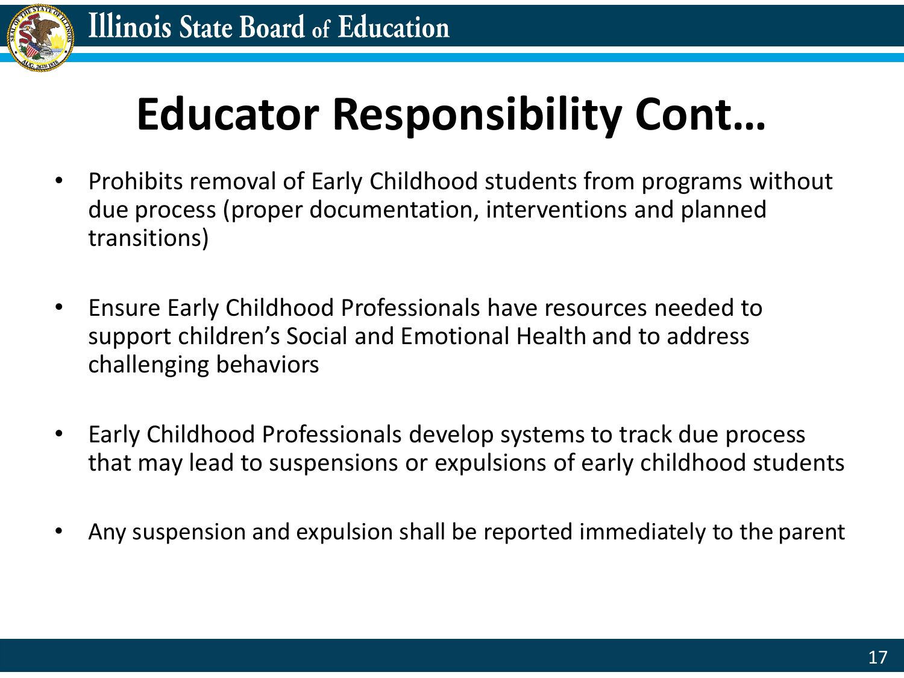# Educator Responsibility Cont…

- Prohibits removal of Early Childhood students from programs without due process (proper documentation, interventions and planned transitions)
- Ensure Early Childhood Professionals have resources needed to support children's Social and Emotional Health and to address challenging behaviors
- Early Childhood Professionals develop systems to track due process that may lead to suspensions or expulsions of early childhood students
- Any suspension and expulsion shall be reported immediately to the parent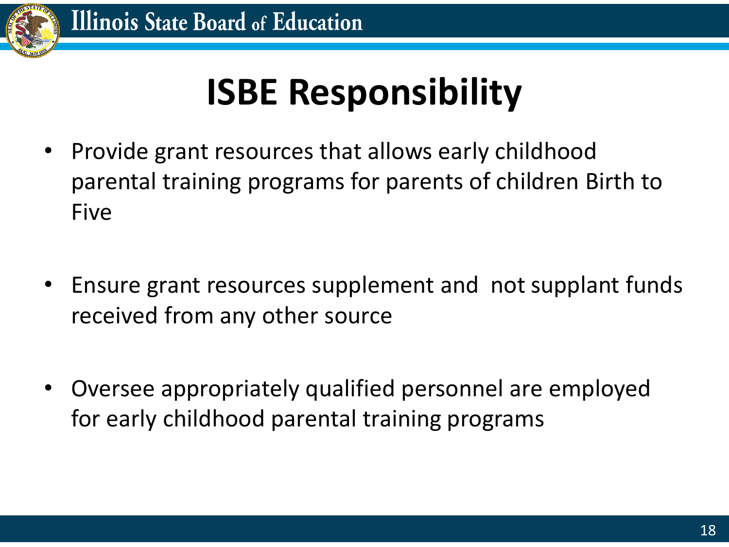# ISBE Responsibility

- Provide grant resources that allows early childhood parental training programs for parents of children Birth to Five

- Ensure grant resources supplement and  not supplant funds received from any other source

- Oversee appropriately qualified personnel are employed for early childhood parental training programs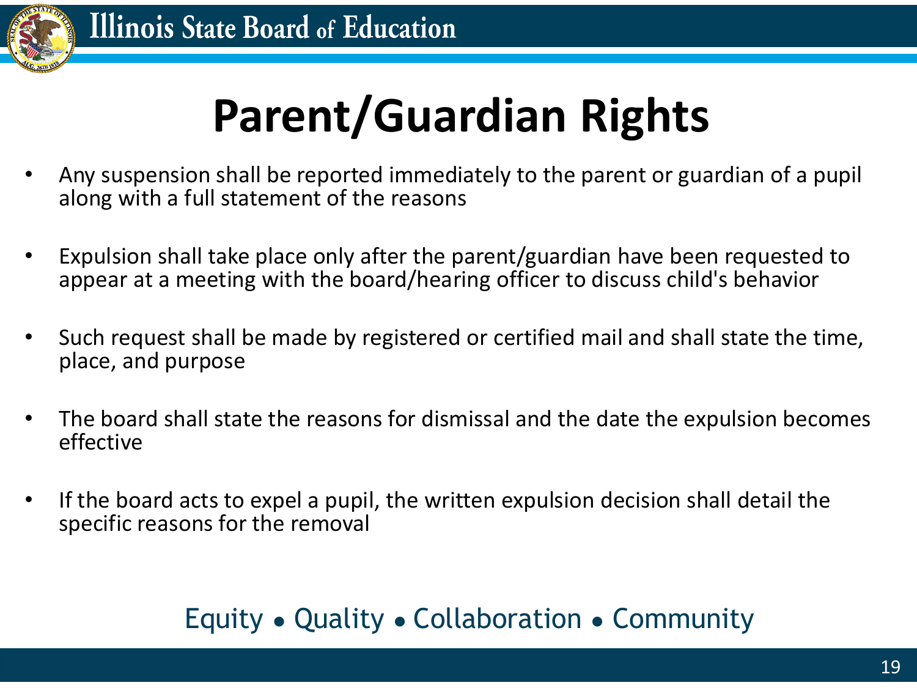# Parent/Guardian Rights

- Any suspension shall be reported immediately to the parent or guardian of a pupil along with a full statement of the reasons
- Expulsion shall take place only after the parent/guardian have been requested to appear at a meeting with the board/hearing officer to discuss child's behavior
- Such request shall be made by registered or certified mail and shall state the time, place, and purpose
- The board shall state the reasons for dismissal and the date the expulsion becomes effective
- If the board acts to expel a pupil, the written expulsion decision shall detail the specific reasons for the removal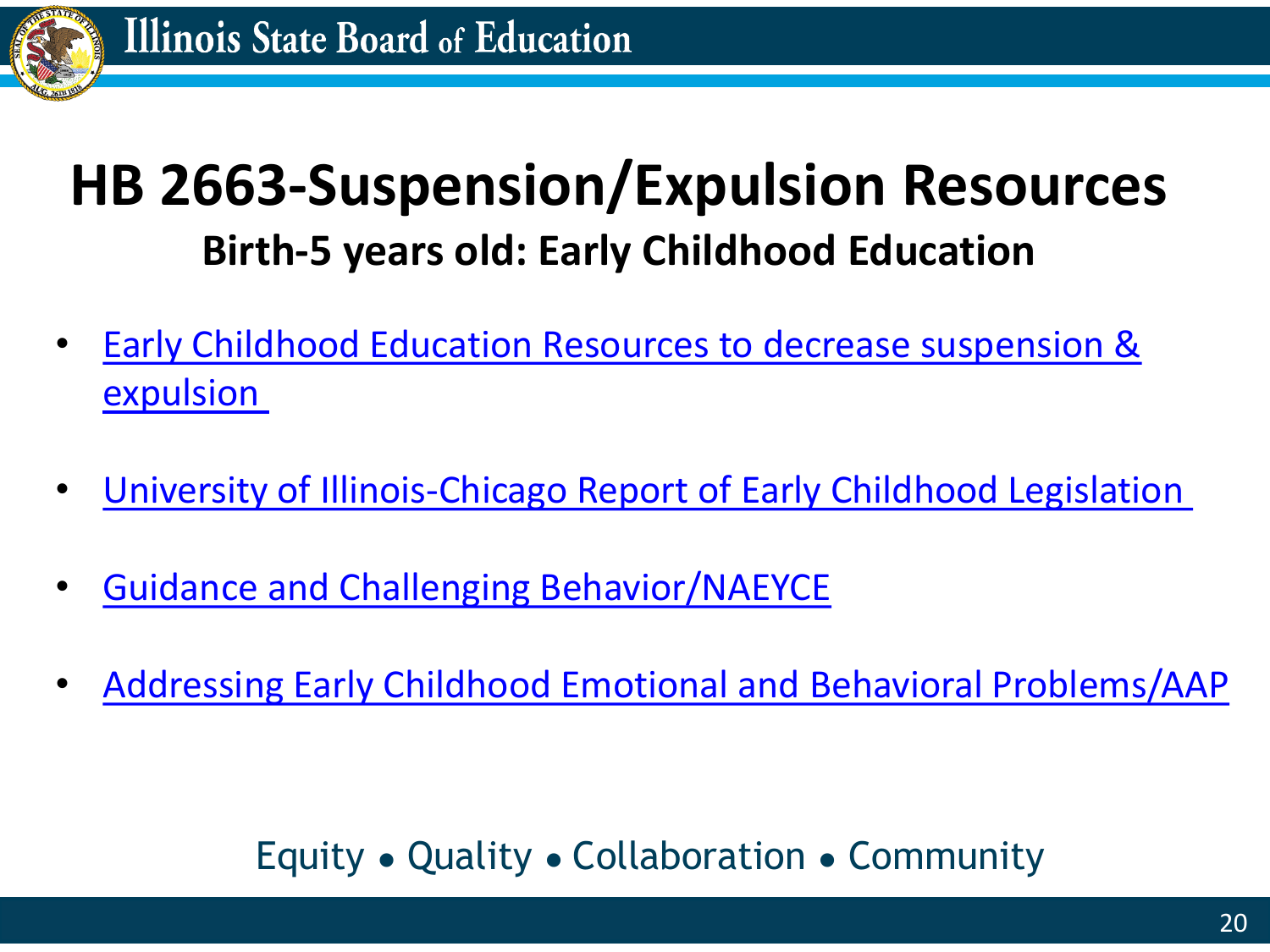# HB 2663-Suspension/Expulsion Resources

## Birth-5 years old: Early Childhood Education

- Early Childhood Education Resources to decrease suspension & expulsion
- University of Illinois-Chicago Report of Early Childhood Legislation
- Guidance and Challenging Behavior/NAEYCE
- Addressing Early Childhood Emotional and Behavioral Problems/AAP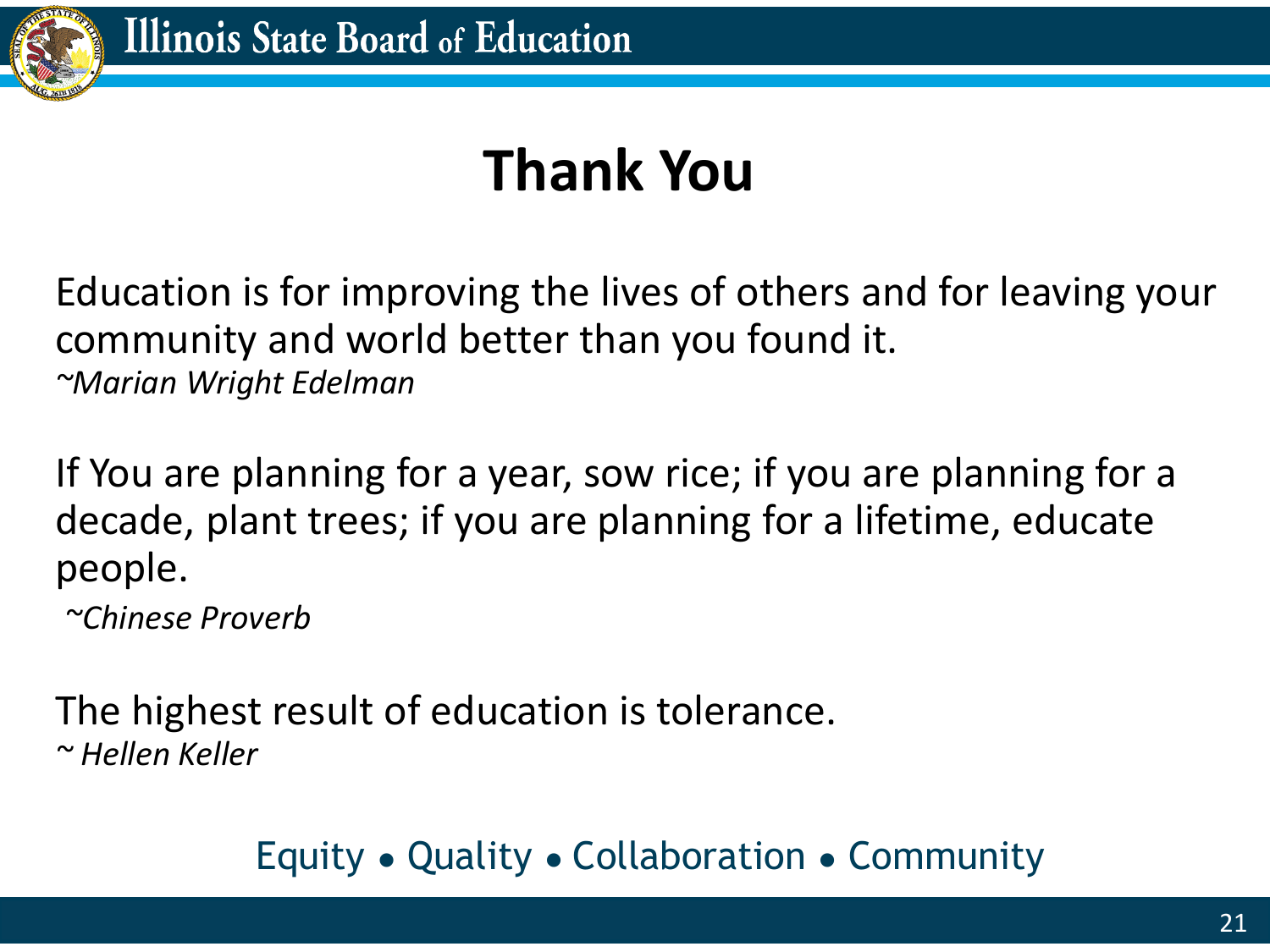# Thank You

Education is for improving the lives of others and for leaving your community and world better than you found it.
*~Marian Wright Edelman*

If You are planning for a year, sow rice; if you are planning for a decade, plant trees; if you are planning for a lifetime, educate people.
*~Chinese Proverb*

The highest result of education is tolerance.
*~ Hellen Keller*

Equity • Quality • Collaboration • Community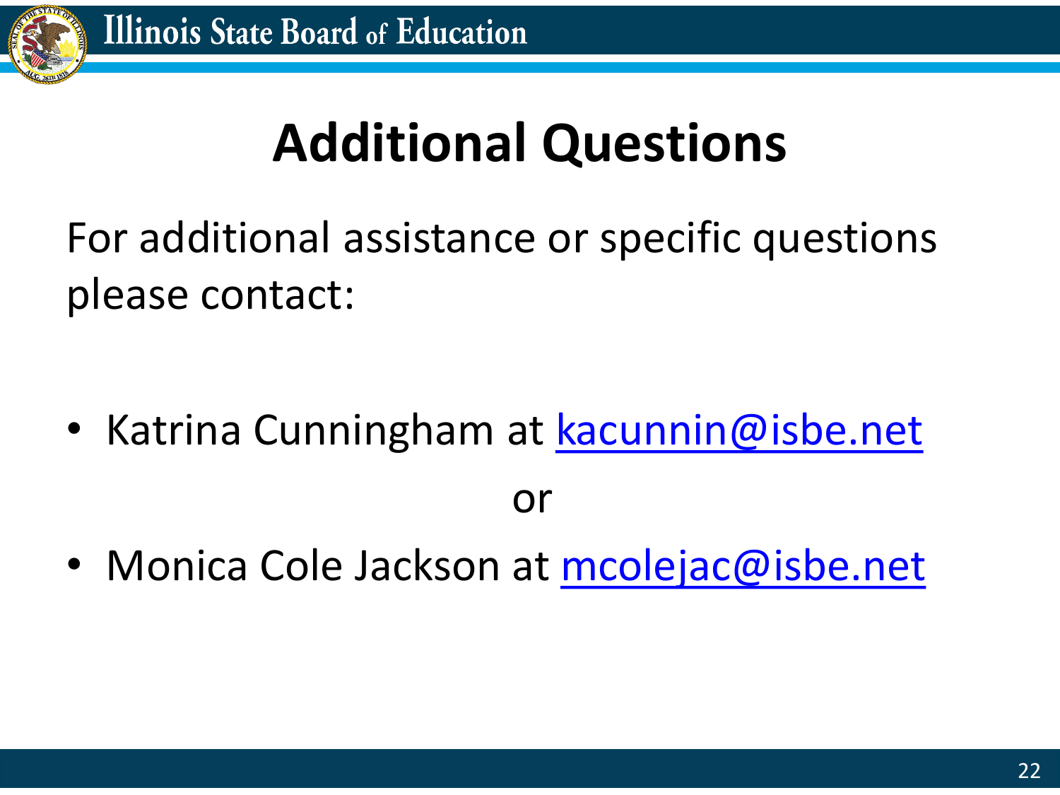# Additional Questions

For additional assistance or specific questions please contact:

- Katrina Cunningham at kacunnin@isbe.net

or

- Monica Cole Jackson at mcolejac@isbe.net